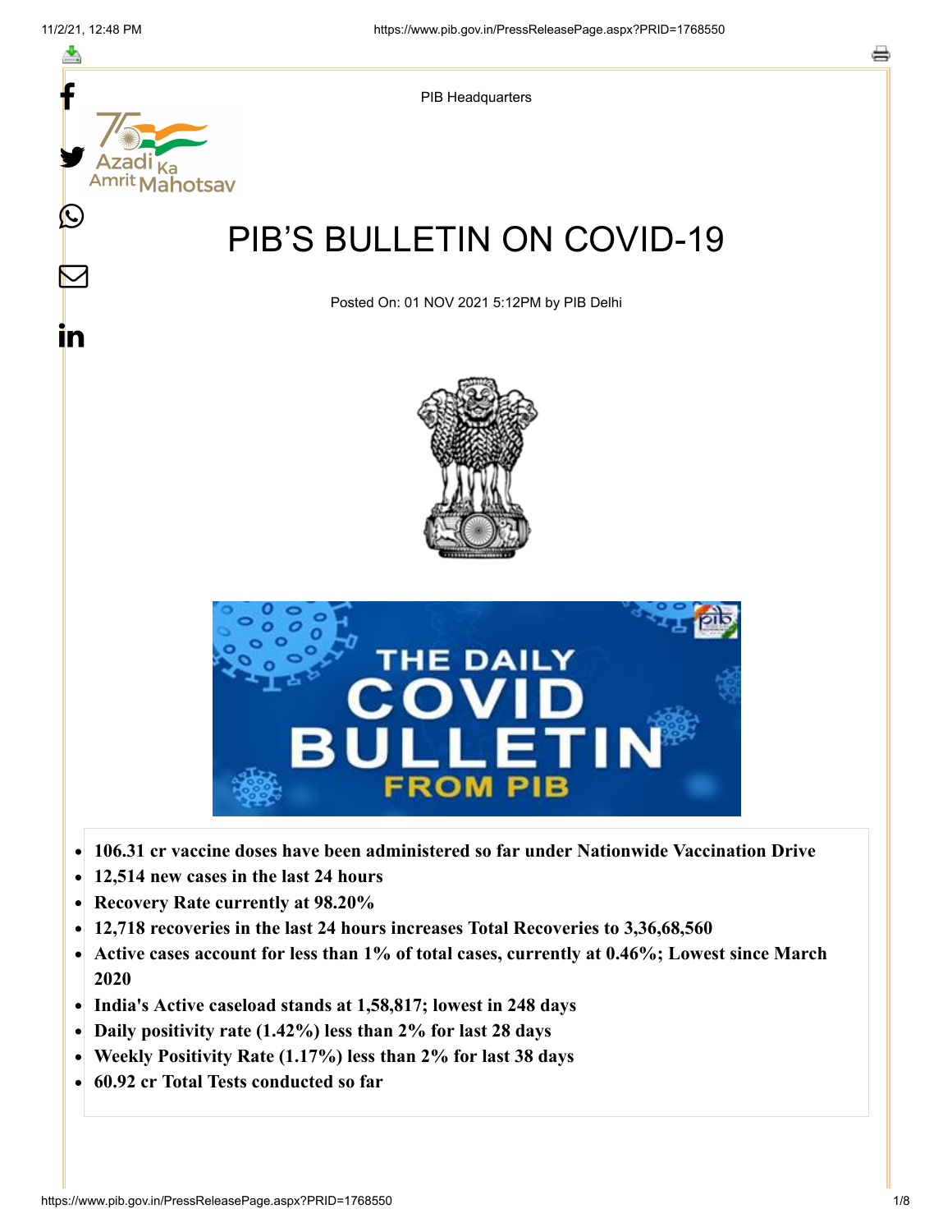PIB Headquarters

# PIB'S BULLETIN ON COVID-19

Posted On: 01 NOV 2021 5:12PM by PIB Delhi

- **106.31 cr vaccine doses have been administered so far under Nationwide Vaccination Drive**
- **12,514 new cases in the last 24 hours**
- **Recovery Rate currently at 98.20%**
- **12,718 recoveries in the last 24 hours increases Total Recoveries to 3,36,68,560**
- **Active cases account for less than 1% of total cases, currently at 0.46%; Lowest since March 2020**
- **India's Active caseload stands at 1,58,817; lowest in 248 days**
- **Daily positivity rate (1.42%) less than 2% for last 28 days**
- **Weekly Positivity Rate (1.17%) less than 2% for last 38 days**
- **60.92 cr Total Tests conducted so far**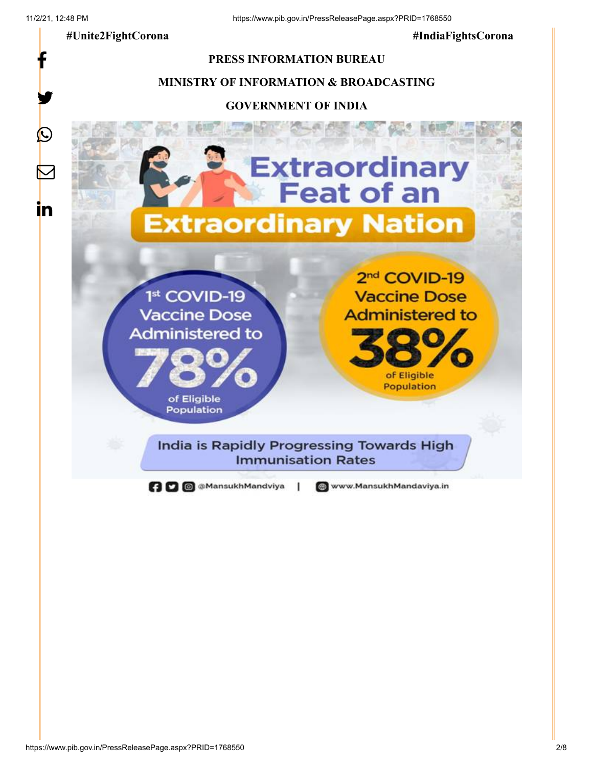#Unite2FightCorona #IndiaFightsCorona

**PRESS INFORMATION BUREAU**

**MINISTRY OF INFORMATION & BROADCASTING**

**GOVERNMENT OF INDIA**

Extraordinary Feat of an Extraordinary Nation

1st COVID-19 Vaccine Dose Administered to 78% of Eligible Population

2nd COVID-19 Vaccine Dose Administered to 38% of Eligible Population

India is Rapidly Progressing Towards High Immunisation Rates

@MansukhMandviya | www.MansukhMandaviya.in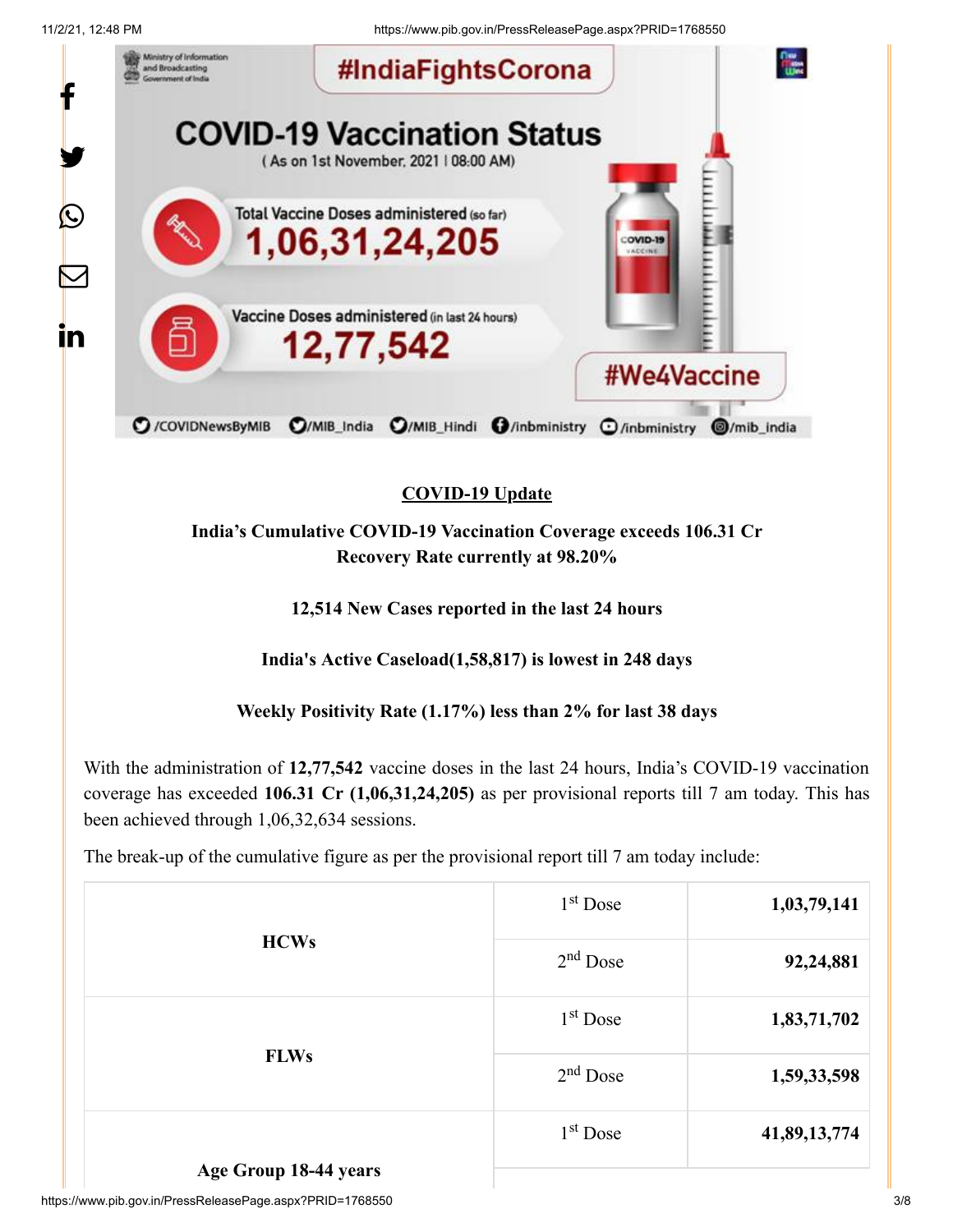## COVID-19 Update

**India's Cumulative COVID-19 Vaccination Coverage exceeds 106.31 Cr**
**Recovery Rate currently at 98.20%**

**12,514 New Cases reported in the last 24 hours**

**India's Active Caseload(1,58,817) is lowest in 248 days**

**Weekly Positivity Rate (1.17%) less than 2% for last 38 days**

With the administration of **12,77,542** vaccine doses in the last 24 hours, India's COVID-19 vaccination coverage has exceeded **106.31 Cr (1,06,31,24,205)** as per provisional reports till 7 am today. This has been achieved through 1,06,32,634 sessions.

The break-up of the cumulative figure as per the provisional report till 7 am today include:

| | | |
|---|---|---|
| **HCWs** | 1st Dose | **1,03,79,141** |
| | 2nd Dose | **92,24,881** |
| **FLWs** | 1st Dose | **1,83,71,702** |
| | 2nd Dose | **1,59,33,598** |
| **Age Group 18-44 years** | 1st Dose | **41,89,13,774** |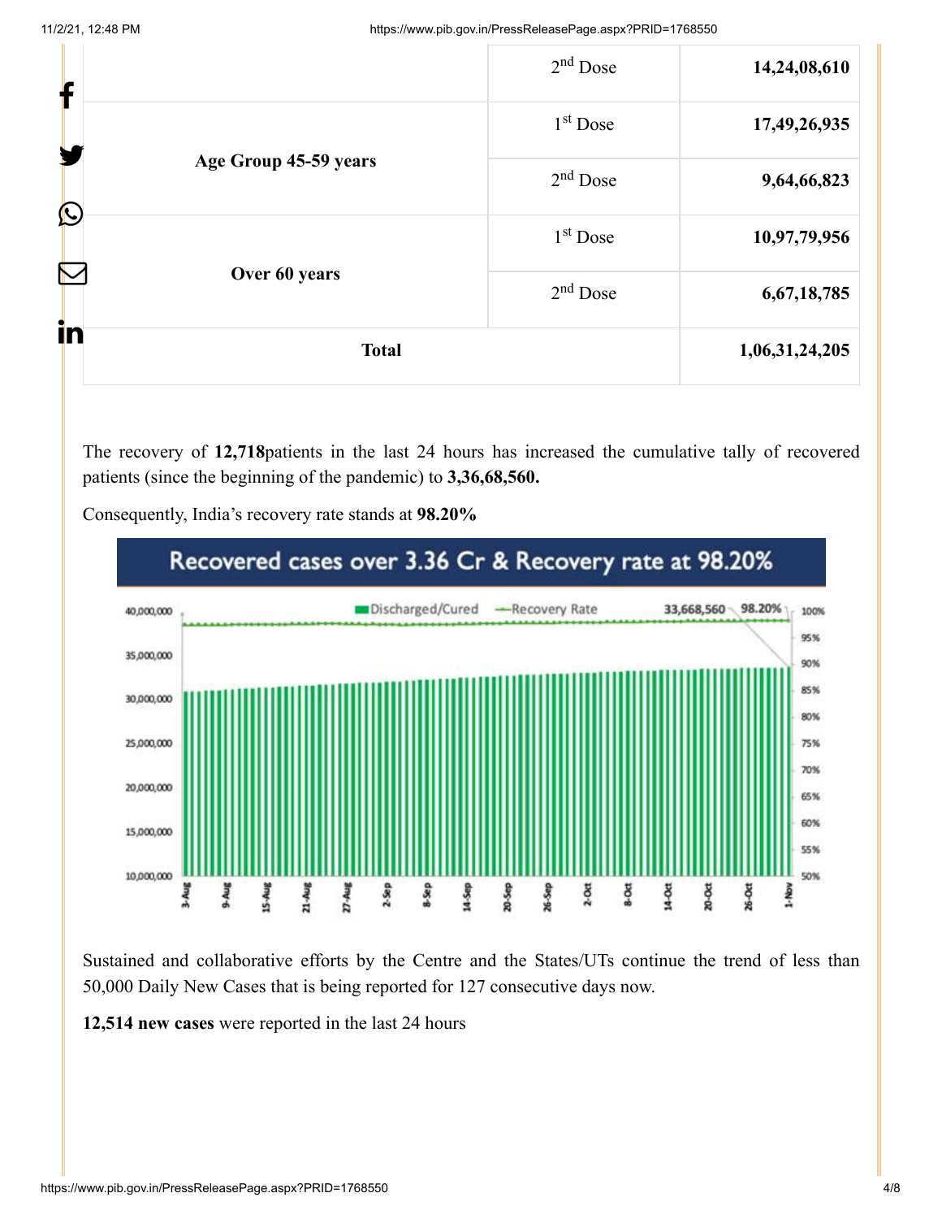|  | $2^{nd}$ Dose | **14,24,08,610** |
|---|---|---|
| **Age Group 45-59 years** | $1^{st}$ Dose | **17,49,26,935** |
|  | $2^{nd}$ Dose | **9,64,66,823** |
| **Over 60 years** | $1^{st}$ Dose | **10,97,79,956** |
|  | $2^{nd}$ Dose | **6,67,18,785** |
| **Total** |  | **1,06,31,24,205** |

The recovery of **12,718**patients in the last 24 hours has increased the cumulative tally of recovered patients (since the beginning of the pandemic) to **3,36,68,560.**

Consequently, India's recovery rate stands at **98.20%**

Recovered cases over 3.36 Cr & Recovery rate at 98.20%

Sustained and collaborative efforts by the Centre and the States/UTs continue the trend of less than 50,000 Daily New Cases that is being reported for 127 consecutive days now.

**12,514 new cases** were reported in the last 24 hours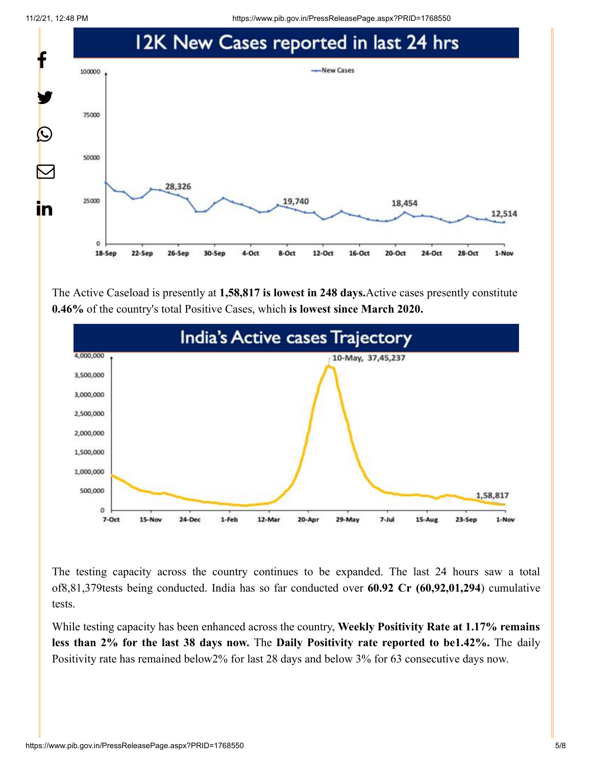## 12K New Cases reported in last 24 hrs

The Active Caseload is presently at **1,58,817 is lowest in 248 days.**Active cases presently constitute **0.46%** of the country's total Positive Cases, which **is lowest since March 2020.**

## India's Active cases Trajectory

The testing capacity across the country continues to be expanded. The last 24 hours saw a total of8,81,379tests being conducted. India has so far conducted over **60.92 Cr (60,92,01,294**) cumulative tests.

While testing capacity has been enhanced across the country, **Weekly Positivity Rate at 1.17% remains less than 2% for the last 38 days now.** The **Daily Positivity rate reported to be1.42%.** The daily Positivity rate has remained below2% for last 28 days and below 3% for 63 consecutive days now.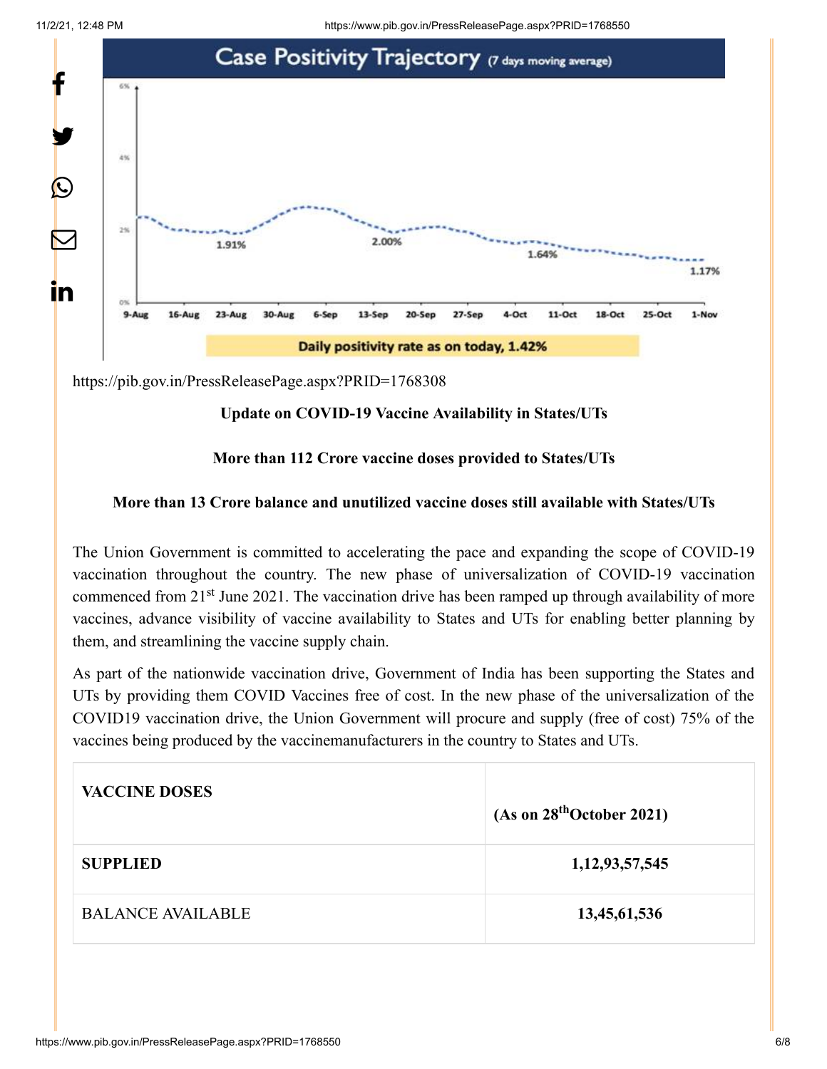https://pib.gov.in/PressReleasePage.aspx?PRID=1768308

**Update on COVID-19 Vaccine Availability in States/UTs**

**More than 112 Crore vaccine doses provided to States/UTs**

**More than 13 Crore balance and unutilized vaccine doses still available with States/UTs**

The Union Government is committed to accelerating the pace and expanding the scope of COVID-19 vaccination throughout the country. The new phase of universalization of COVID-19 vaccination commenced from 21st June 2021. The vaccination drive has been ramped up through availability of more vaccines, advance visibility of vaccine availability to States and UTs for enabling better planning by them, and streamlining the vaccine supply chain.

As part of the nationwide vaccination drive, Government of India has been supporting the States and UTs by providing them COVID Vaccines free of cost. In the new phase of the universalization of the COVID19 vaccination drive, the Union Government will procure and supply (free of cost) 75% of the vaccines being produced by the vaccinemanufacturers in the country to States and UTs.

| VACCINE DOSES | (As on 28th October 2021) |
|---|---|
| **SUPPLIED** | **1,12,93,57,545** |
| BALANCE AVAILABLE | **13,45,61,536** |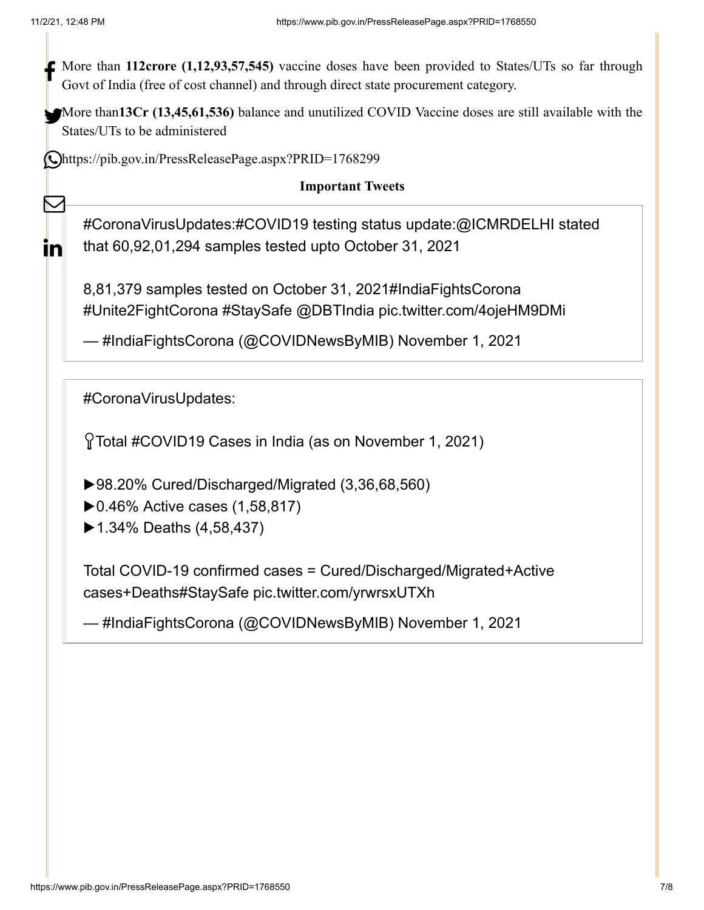More than **112crore (1,12,93,57,545)** vaccine doses have been provided to States/UTs so far through Govt of India (free of cost channel) and through direct state procurement category.

More than**13Cr (13,45,61,536)** balance and unutilized COVID Vaccine doses are still available with the States/UTs to be administered

https://pib.gov.in/PressReleasePage.aspx?PRID=1768299

**Important Tweets**

> #CoronaVirusUpdates:#COVID19 testing status update:@ICMRDELHI stated that 60,92,01,294 samples tested upto October 31, 2021
>
> 8,81,379 samples tested on October 31, 2021#IndiaFightsCorona #Unite2FightCorona #StaySafe @DBTIndia pic.twitter.com/4ojeHM9DMi
>
> — #IndiaFightsCorona (@COVIDNewsByMIB) November 1, 2021

> #CoronaVirusUpdates:
>
> 📍Total #COVID19 Cases in India (as on November 1, 2021)
>
> ▶98.20% Cured/Discharged/Migrated (3,36,68,560)
> ▶0.46% Active cases (1,58,817)
> ▶1.34% Deaths (4,58,437)
>
> Total COVID-19 confirmed cases = Cured/Discharged/Migrated+Active cases+Deaths#StaySafe pic.twitter.com/yrwrsxUTXh
>
> — #IndiaFightsCorona (@COVIDNewsByMIB) November 1, 2021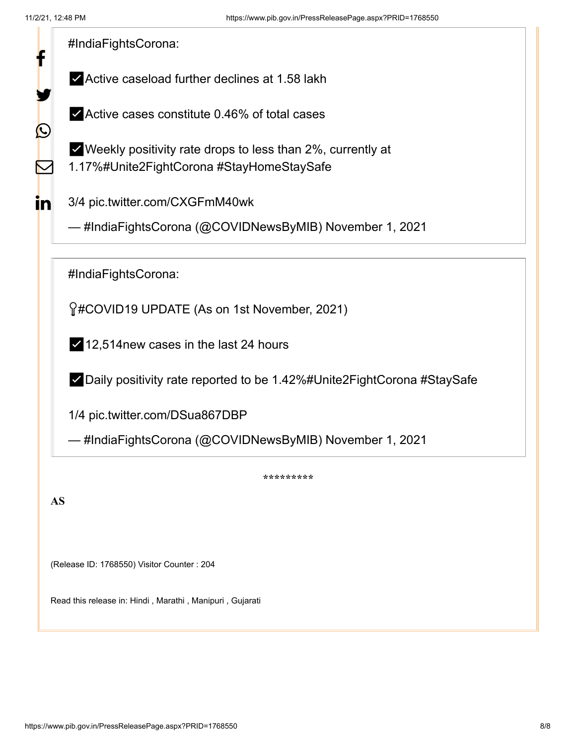#IndiaFightsCorona:

✅Active caseload further declines at 1.58 lakh

✅Active cases constitute 0.46% of total cases

✅Weekly positivity rate drops to less than 2%, currently at 1.17%#Unite2FightCorona #StayHomeStaySafe

3/4 pic.twitter.com/CXGFmM40wk

— #IndiaFightsCorona (@COVIDNewsByMIB) November 1, 2021

#IndiaFightsCorona:

📍#COVID19 UPDATE (As on 1st November, 2021)

✅12,514new cases in the last 24 hours

✅Daily positivity rate reported to be 1.42%#Unite2FightCorona #StaySafe

1/4 pic.twitter.com/DSua867DBP

— #IndiaFightsCorona (@COVIDNewsByMIB) November 1, 2021

*********

**AS**

(Release ID: 1768550) Visitor Counter : 204

Read this release in: Hindi , Marathi , Manipuri , Gujarati